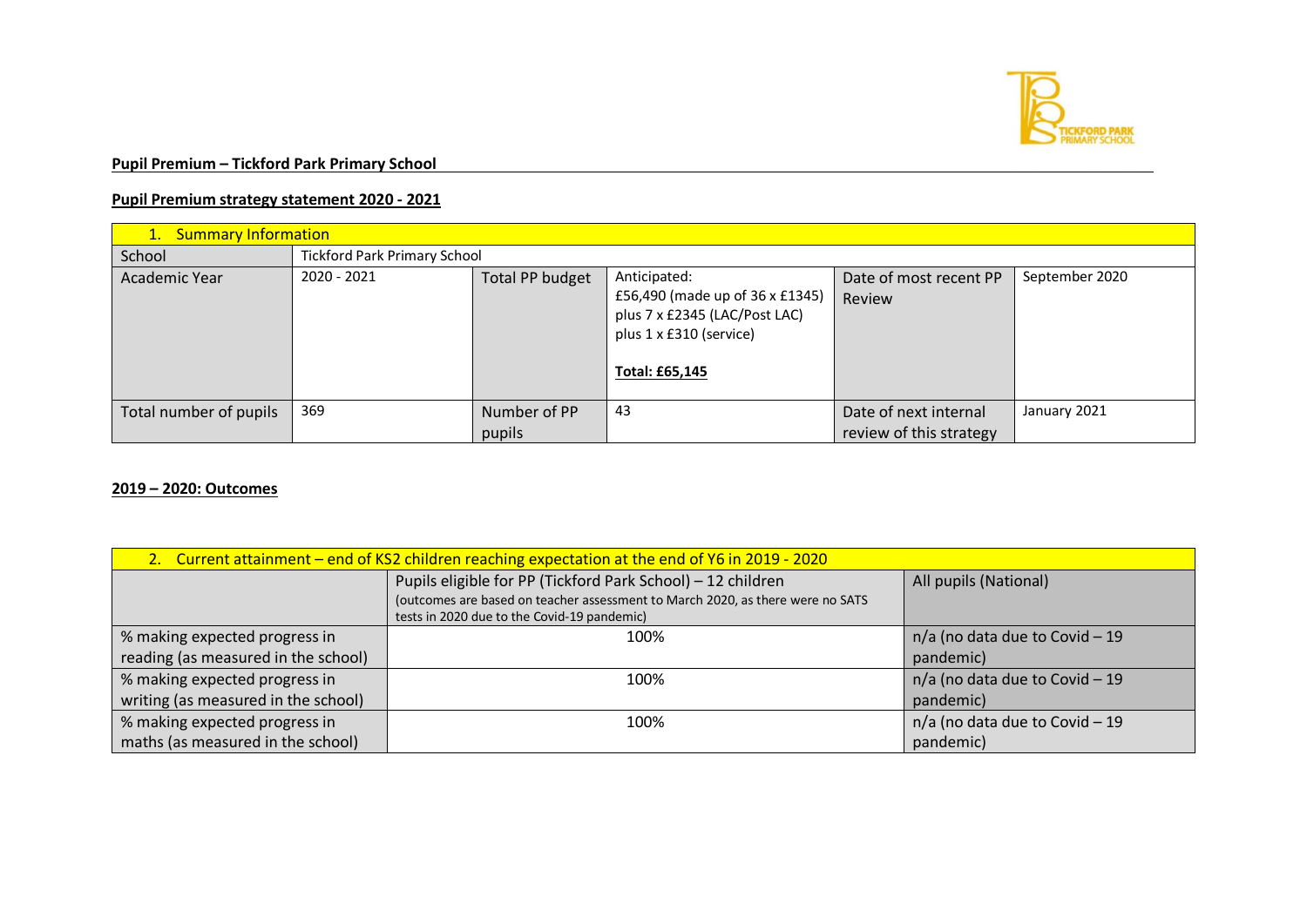## Pupil Premium – Tickford Park Primary School

## Pupil Premium strategy statement 2020 - 2021

| 1. Summary Information | | | | | |
|---|---|---|---|---|---|
| School | Tickford Park Primary School | | | | |
| Academic Year | 2020 - 2021 | Total PP budget | Anticipated: £56,490 (made up of 36 x £1345) plus 7 x £2345 (LAC/Post LAC) plus 1 x £310 (service) **Total: £65,145** | Date of most recent PP Review | September 2020 |
| Total number of pupils | 369 | Number of PP pupils | 43 | Date of next internal review of this strategy | January 2021 |

## 2019 – 2020: Outcomes

| 2. Current attainment – end of KS2 children reaching expectation at the end of Y6 in 2019 - 2020 | | |
|---|---|---|
| | Pupils eligible for PP (Tickford Park School) – 12 children (outcomes are based on teacher assessment to March 2020, as there were no SATS tests in 2020 due to the Covid-19 pandemic) | All pupils (National) |
| % making expected progress in reading (as measured in the school) | 100% | n/a (no data due to Covid – 19 pandemic) |
| % making expected progress in writing (as measured in the school) | 100% | n/a (no data due to Covid – 19 pandemic) |
| % making expected progress in maths (as measured in the school) | 100% | n/a (no data due to Covid – 19 pandemic) |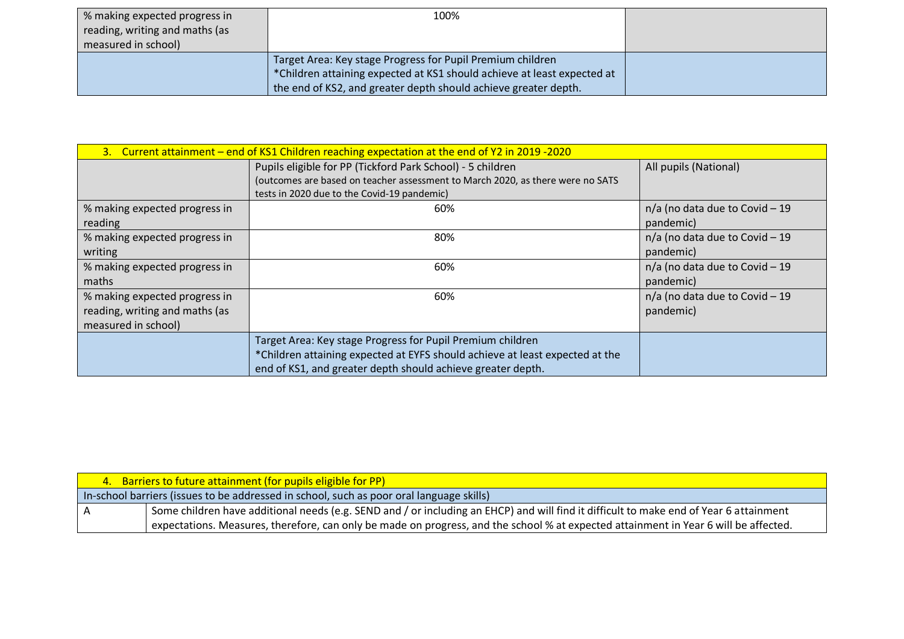| % making expected progress in reading, writing and maths (as measured in school) | 100% | |
| --- | --- | --- |
| | Target Area: Key stage Progress for Pupil Premium children *Children attaining expected at KS1 should achieve at least expected at the end of KS2, and greater depth should achieve greater depth. | |

| 3. Current attainment – end of KS1 Children reaching expectation at the end of Y2 in 2019 -2020 | | |
| --- | --- | --- |
| | Pupils eligible for PP (Tickford Park School) - 5 children (outcomes are based on teacher assessment to March 2020, as there were no SATS tests in 2020 due to the Covid-19 pandemic) | All pupils (National) |
| % making expected progress in reading | 60% | n/a (no data due to Covid – 19 pandemic) |
| % making expected progress in writing | 80% | n/a (no data due to Covid – 19 pandemic) |
| % making expected progress in maths | 60% | n/a (no data due to Covid – 19 pandemic) |
| % making expected progress in reading, writing and maths (as measured in school) | 60% | n/a (no data due to Covid – 19 pandemic) |
| | Target Area: Key stage Progress for Pupil Premium children *Children attaining expected at EYFS should achieve at least expected at the end of KS1, and greater depth should achieve greater depth. | |

| 4. Barriers to future attainment (for pupils eligible for PP) | |
| --- | --- |
| In-school barriers (issues to be addressed in school, such as poor oral language skills) | |
| A | Some children have additional needs (e.g. SEND and / or including an EHCP) and will find it difficult to make end of Year 6 attainment expectations. Measures, therefore, can only be made on progress, and the school % at expected attainment in Year 6 will be affected. |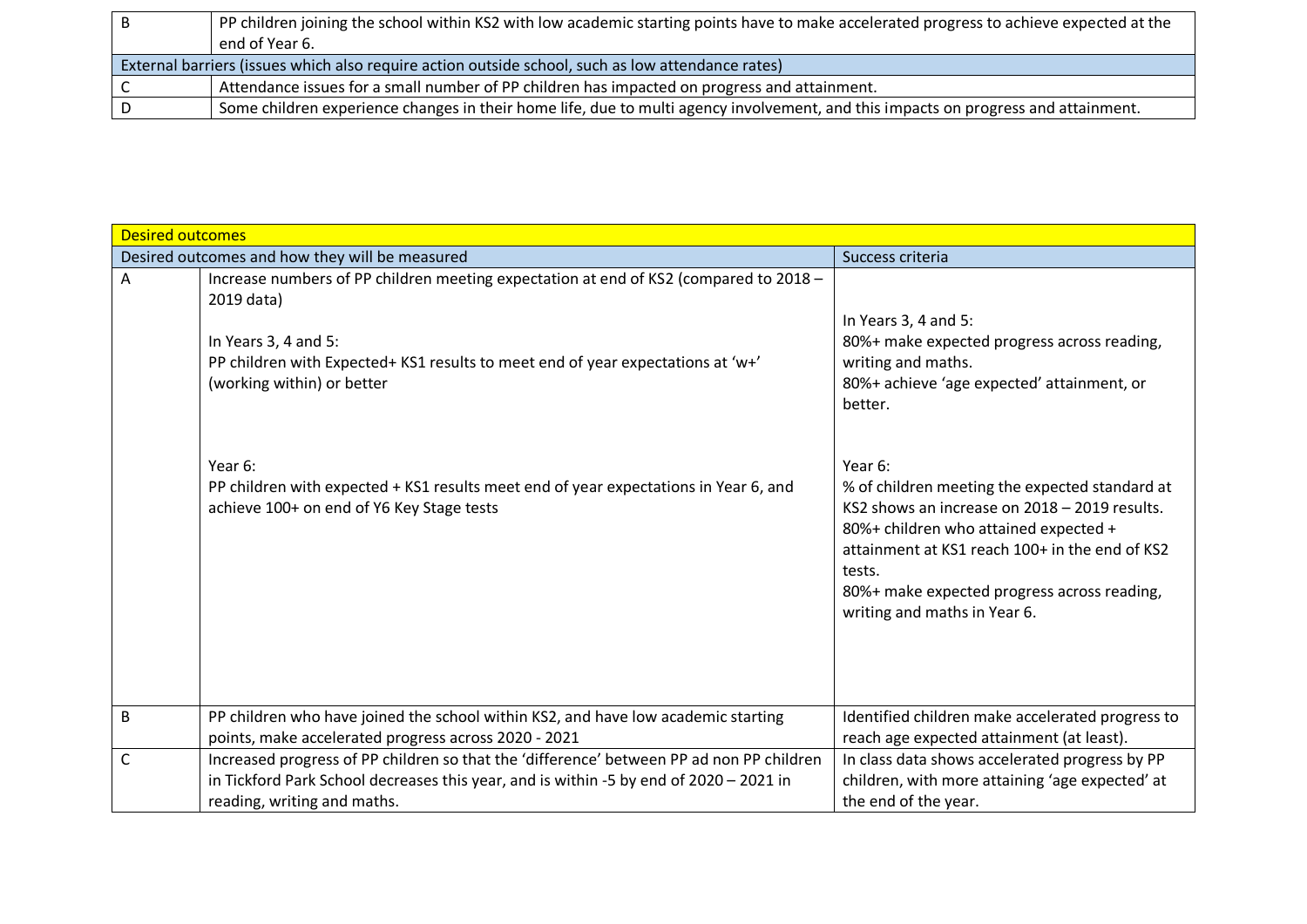| | |
|---|---|
| B | PP children joining the school within KS2 with low academic starting points have to make accelerated progress to achieve expected at the end of Year 6. |
| **External barriers (issues which also require action outside school, such as low attendance rates)** | |
| C | Attendance issues for a small number of PP children has impacted on progress and attainment. |
| D | Some children experience changes in their home life, due to multi agency involvement, and this impacts on progress and attainment. |

| Desired outcomes | | |
|---|---|---|
| **Desired outcomes and how they will be measured** | | **Success criteria** |
| A | Increase numbers of PP children meeting expectation at end of KS2 (compared to 2018 – 2019 data)<br><br>In Years 3, 4 and 5:<br>PP children with Expected+ KS1 results to meet end of year expectations at 'w+' (working within) or better<br><br>Year 6:<br>PP children with expected + KS1 results meet end of year expectations in Year 6, and achieve 100+ on end of Y6 Key Stage tests | In Years 3, 4 and 5:<br>80%+ make expected progress across reading, writing and maths.<br>80%+ achieve 'age expected' attainment, or better.<br><br>Year 6:<br>% of children meeting the expected standard at KS2 shows an increase on 2018 – 2019 results.<br>80%+ children who attained expected + attainment at KS1 reach 100+ in the end of KS2 tests.<br>80%+ make expected progress across reading, writing and maths in Year 6. |
| B | PP children who have joined the school within KS2, and have low academic starting points, make accelerated progress across 2020 - 2021 | Identified children make accelerated progress to reach age expected attainment (at least). |
| C | Increased progress of PP children so that the 'difference' between PP ad non PP children in Tickford Park School decreases this year, and is within -5 by end of 2020 – 2021 in reading, writing and maths. | In class data shows accelerated progress by PP children, with more attaining 'age expected' at the end of the year. |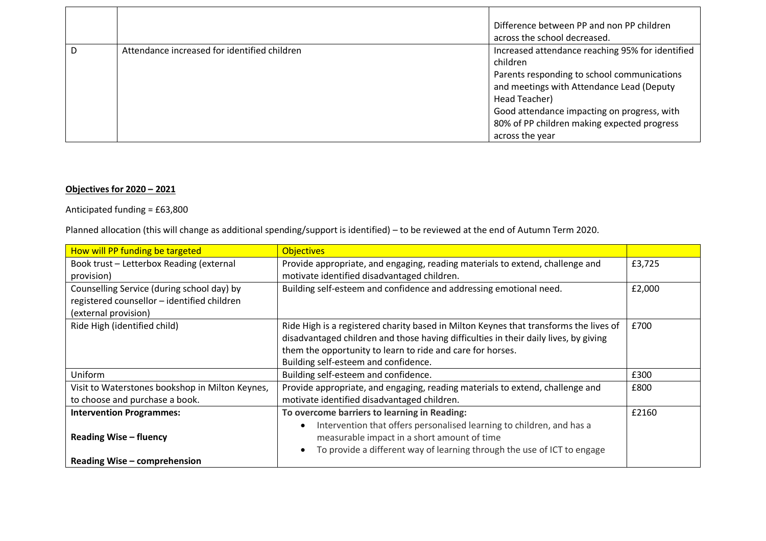| | | |
|---|---|---|
| | | Difference between PP and non PP children across the school decreased. |
| D | Attendance increased for identified children | Increased attendance reaching 95% for identified children<br>Parents responding to school communications and meetings with Attendance Lead (Deputy Head Teacher)<br>Good attendance impacting on progress, with 80% of PP children making expected progress across the year |

**Objectives for 2020 – 2021**

Anticipated funding = £63,800

Planned allocation (this will change as additional spending/support is identified) – to be reviewed at the end of Autumn Term 2020.

| How will PP funding be targeted | Objectives | |
|---|---|---|
| Book trust – Letterbox Reading (external provision) | Provide appropriate, and engaging, reading materials to extend, challenge and motivate identified disadvantaged children. | £3,725 |
| Counselling Service (during school day) by registered counsellor – identified children (external provision) | Building self-esteem and confidence and addressing emotional need. | £2,000 |
| Ride High (identified child) | Ride High is a registered charity based in Milton Keynes that transforms the lives of disadvantaged children and those having difficulties in their daily lives, by giving them the opportunity to learn to ride and care for horses.<br>Building self-esteem and confidence. | £700 |
| Uniform | Building self-esteem and confidence. | £300 |
| Visit to Waterstones bookshop in Milton Keynes, to choose and purchase a book. | Provide appropriate, and engaging, reading materials to extend, challenge and motivate identified disadvantaged children. | £800 |
| **Intervention Programmes:**<br><br>**Reading Wise – fluency**<br><br>**Reading Wise – comprehension** | **To overcome barriers to learning in Reading:**<br>• Intervention that offers personalised learning to children, and has a measurable impact in a short amount of time<br>• To provide a different way of learning through the use of ICT to engage | £2160 |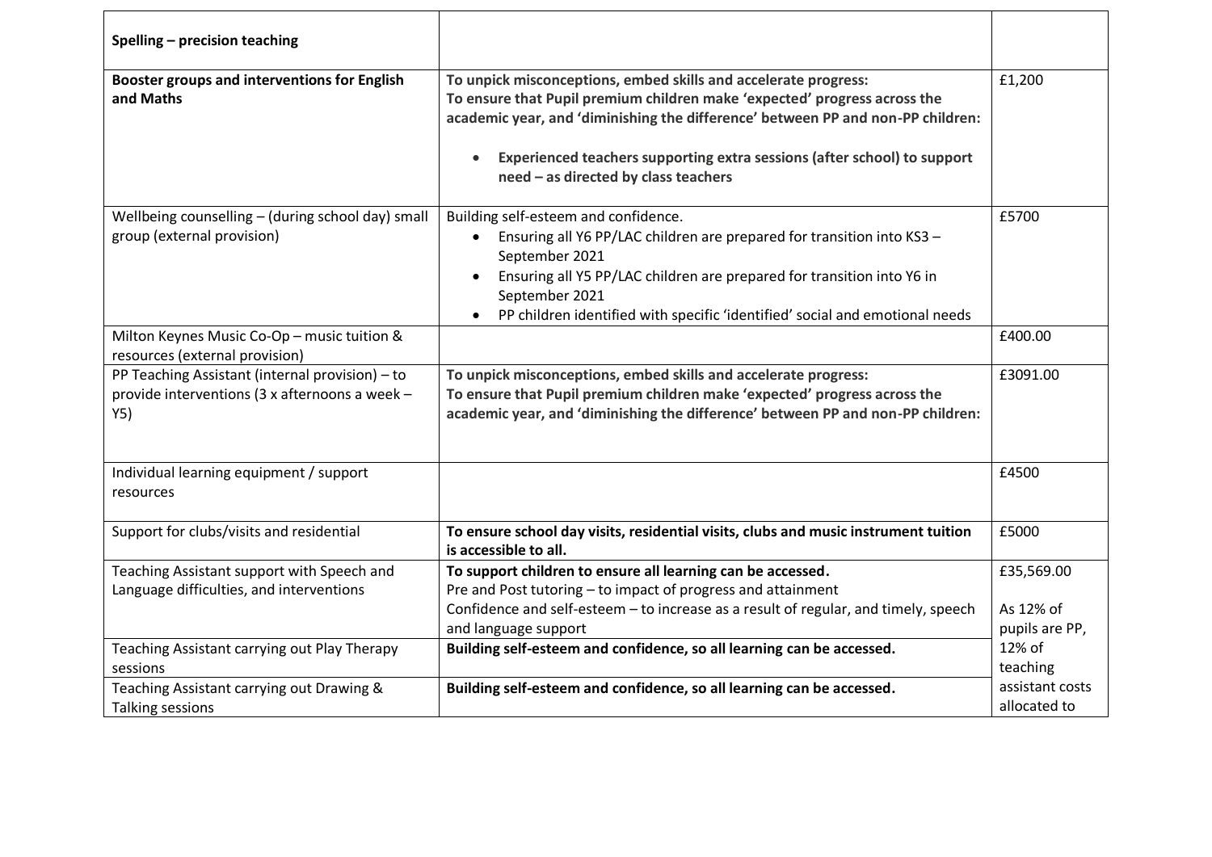| **Spelling – precision teaching** | | |
|---|---|---|
| **Booster groups and interventions for English and Maths** | **To unpick misconceptions, embed skills and accelerate progress:**<br>**To ensure that Pupil premium children make 'expected' progress across the academic year, and 'diminishing the difference' between PP and non-PP children:**<br>• **Experienced teachers supporting extra sessions (after school) to support need – as directed by class teachers** | £1,200 |
| Wellbeing counselling – (during school day) small group (external provision) | Building self-esteem and confidence.<br>• Ensuring all Y6 PP/LAC children are prepared for transition into KS3 – September 2021<br>• Ensuring all Y5 PP/LAC children are prepared for transition into Y6 in September 2021<br>• PP children identified with specific 'identified' social and emotional needs | £5700 |
| Milton Keynes Music Co-Op – music tuition & resources (external provision) | | £400.00 |
| PP Teaching Assistant (internal provision) – to provide interventions (3 x afternoons a week – Y5) | **To unpick misconceptions, embed skills and accelerate progress:**<br>**To ensure that Pupil premium children make 'expected' progress across the academic year, and 'diminishing the difference' between PP and non-PP children:** | £3091.00 |
| Individual learning equipment / support resources | | £4500 |
| Support for clubs/visits and residential | **To ensure school day visits, residential visits, clubs and music instrument tuition is accessible to all.** | £5000 |
| Teaching Assistant support with Speech and Language difficulties, and interventions | **To support children to ensure all learning can be accessed.**<br>Pre and Post tutoring – to impact of progress and attainment<br>Confidence and self-esteem – to increase as a result of regular, and timely, speech and language support | £35,569.00<br><br>As 12% of pupils are PP, 12% of teaching assistant costs allocated to |
| Teaching Assistant carrying out Play Therapy sessions | **Building self-esteem and confidence, so all learning can be accessed.** | |
| Teaching Assistant carrying out Drawing & Talking sessions | **Building self-esteem and confidence, so all learning can be accessed.** | |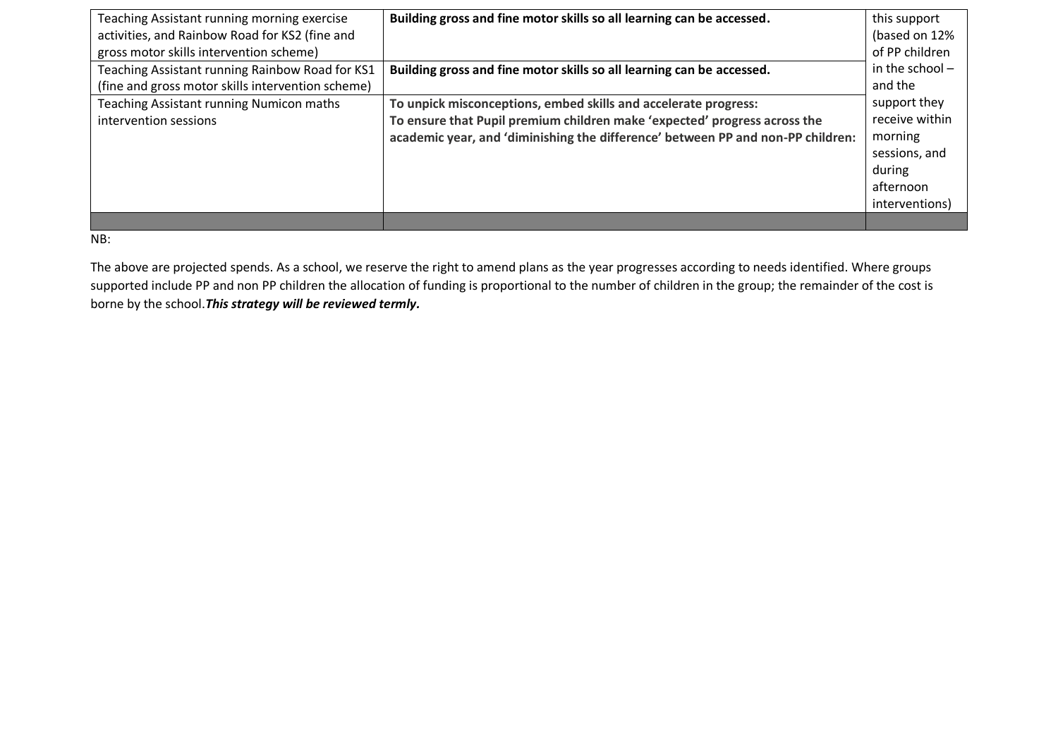| | | |
|---|---|---|
| Teaching Assistant running morning exercise activities, and Rainbow Road for KS2 (fine and gross motor skills intervention scheme) | **Building gross and fine motor skills so all learning can be accessed.** | this support (based on 12% of PP children in the school – and the support they receive within morning sessions, and during afternoon interventions) |
| Teaching Assistant running Rainbow Road for KS1 (fine and gross motor skills intervention scheme) | **Building gross and fine motor skills so all learning can be accessed.** | |
| Teaching Assistant running Numicon maths intervention sessions | **To unpick misconceptions, embed skills and accelerate progress:** **To ensure that Pupil premium children make 'expected' progress across the academic year, and 'diminishing the difference' between PP and non-PP children:** | |
| | | |

NB:

The above are projected spends. As a school, we reserve the right to amend plans as the year progresses according to needs identified. Where groups supported include PP and non PP children the allocation of funding is proportional to the number of children in the group; the remainder of the cost is borne by the school.***This strategy will be reviewed termly.***